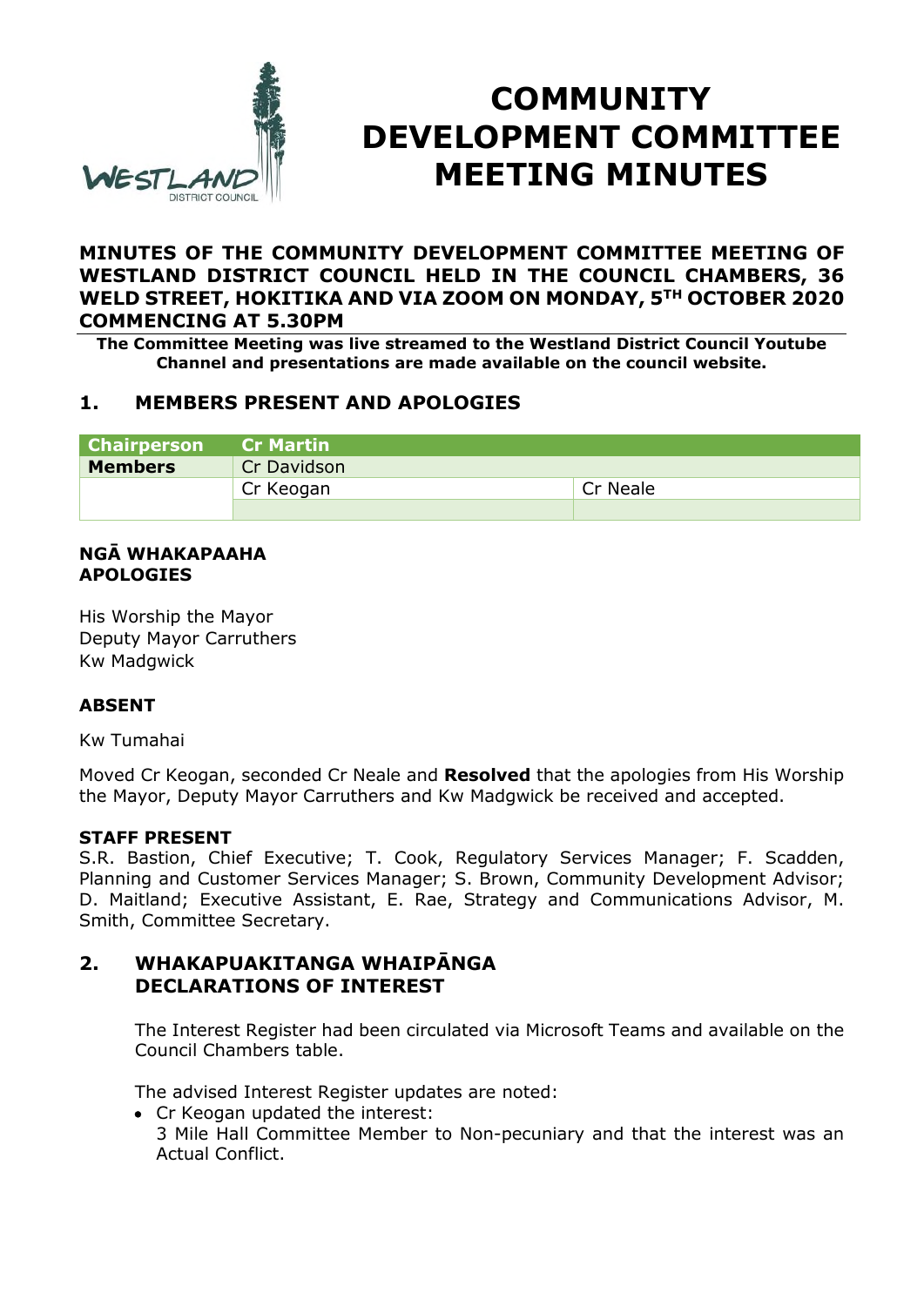# COMMUNITY DEVELOPMENT COMMITTEE MEETING MINUTES

**MINUTES OF THE COMMUNITY DEVELOPMENT COMMITTEE MEETING OF WESTLAND DISTRICT COUNCIL HELD IN THE COUNCIL CHAMBERS, 36 WELD STREET, HOKITIKA AND VIA ZOOM ON MONDAY, 5TH OCTOBER 2020 COMMENCING AT 5.30PM**

**The Committee Meeting was live streamed to the Westland District Council Youtube Channel and presentations are made available on the council website.**

## 1. MEMBERS PRESENT AND APOLOGIES

| Chairperson | Cr Martin | |
|---|---|---|
| **Members** | Cr Davidson | |
| | Cr Keogan | Cr Neale |
| | | |

### NGĀ WHAKAPAAHA
### APOLOGIES

His Worship the Mayor
Deputy Mayor Carruthers
Kw Madgwick

### ABSENT

Kw Tumahai

Moved Cr Keogan, seconded Cr Neale and **Resolved** that the apologies from His Worship the Mayor, Deputy Mayor Carruthers and Kw Madgwick be received and accepted.

### STAFF PRESENT

S.R. Bastion, Chief Executive; T. Cook, Regulatory Services Manager; F. Scadden, Planning and Customer Services Manager; S. Brown, Community Development Advisor; D. Maitland; Executive Assistant, E. Rae, Strategy and Communications Advisor, M. Smith, Committee Secretary.

## 2. WHAKAPUAKITANGA WHAIPĀNGA DECLARATIONS OF INTEREST

The Interest Register had been circulated via Microsoft Teams and available on the Council Chambers table.

The advised Interest Register updates are noted:

- Cr Keogan updated the interest:
  3 Mile Hall Committee Member to Non-pecuniary and that the interest was an Actual Conflict.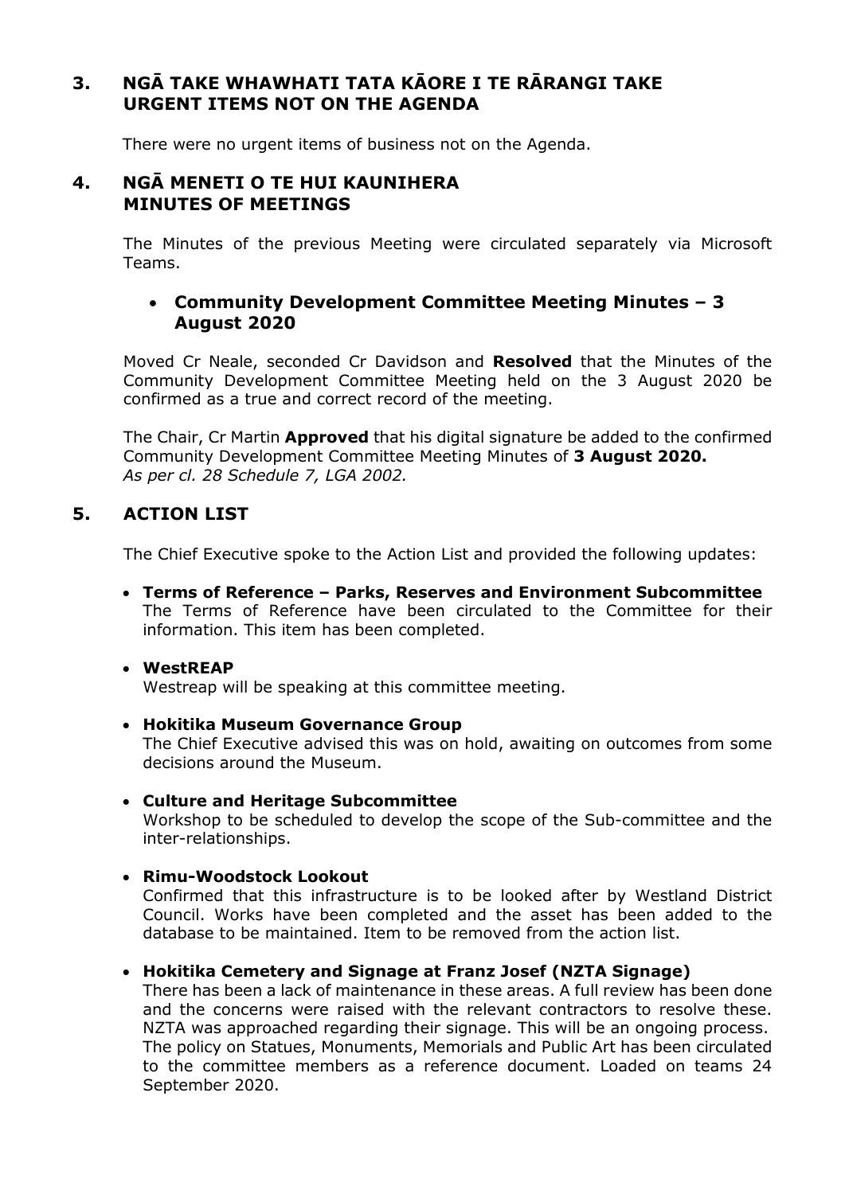## 3. NGĀ TAKE WHAWHATI TATA KĀORE I TE RĀRANGI TAKE URGENT ITEMS NOT ON THE AGENDA

There were no urgent items of business not on the Agenda.

## 4. NGĀ MENETI O TE HUI KAUNIHERA MINUTES OF MEETINGS

The Minutes of the previous Meeting were circulated separately via Microsoft Teams.

- **Community Development Committee Meeting Minutes – 3 August 2020**

Moved Cr Neale, seconded Cr Davidson and **Resolved** that the Minutes of the Community Development Committee Meeting held on the 3 August 2020 be confirmed as a true and correct record of the meeting.

The Chair, Cr Martin **Approved** that his digital signature be added to the confirmed Community Development Committee Meeting Minutes of **3 August 2020.**
*As per cl. 28 Schedule 7, LGA 2002.*

## 5. ACTION LIST

The Chief Executive spoke to the Action List and provided the following updates:

- **Terms of Reference – Parks, Reserves and Environment Subcommittee**
  The Terms of Reference have been circulated to the Committee for their information. This item has been completed.

- **WestREAP**
  Westreap will be speaking at this committee meeting.

- **Hokitika Museum Governance Group**
  The Chief Executive advised this was on hold, awaiting on outcomes from some decisions around the Museum.

- **Culture and Heritage Subcommittee**
  Workshop to be scheduled to develop the scope of the Sub-committee and the inter-relationships.

- **Rimu-Woodstock Lookout**
  Confirmed that this infrastructure is to be looked after by Westland District Council. Works have been completed and the asset has been added to the database to be maintained. Item to be removed from the action list.

- **Hokitika Cemetery and Signage at Franz Josef (NZTA Signage)**
  There has been a lack of maintenance in these areas. A full review has been done and the concerns were raised with the relevant contractors to resolve these. NZTA was approached regarding their signage. This will be an ongoing process. The policy on Statues, Monuments, Memorials and Public Art has been circulated to the committee members as a reference document. Loaded on teams 24 September 2020.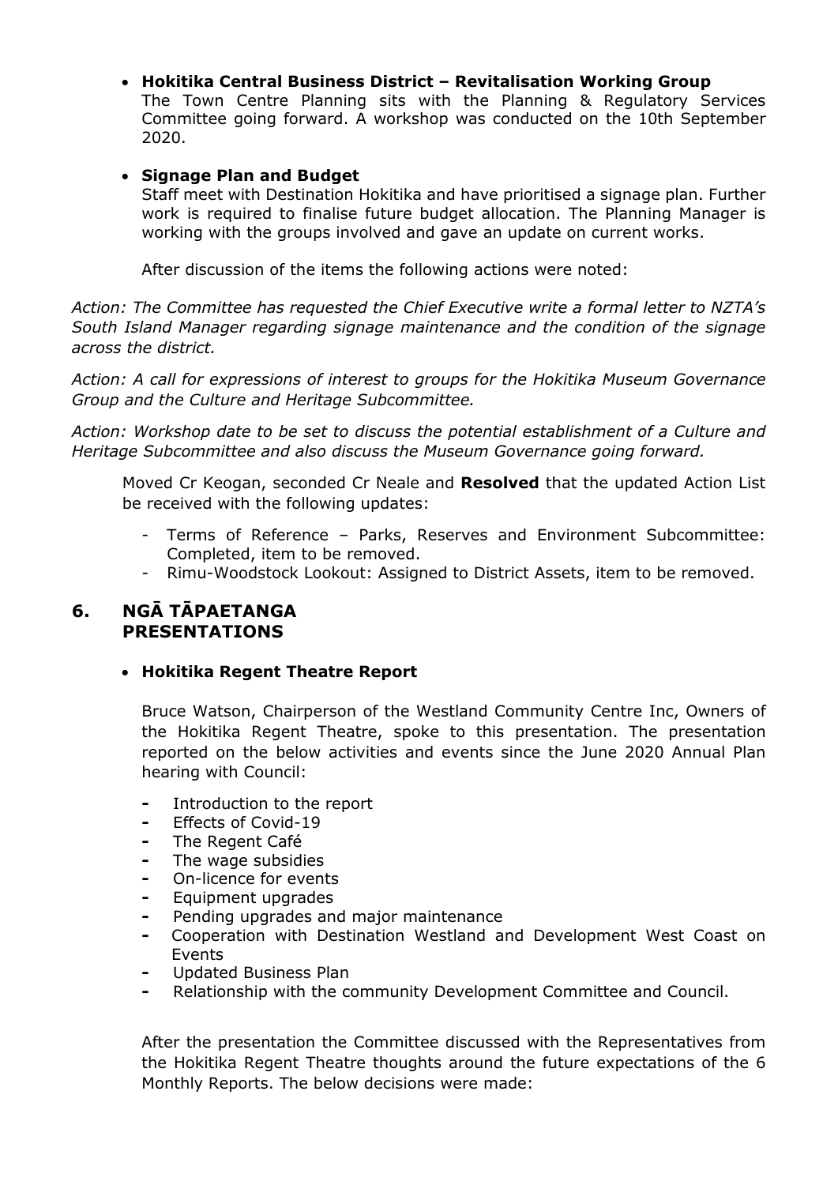- **Hokitika Central Business District – Revitalisation Working Group**
  The Town Centre Planning sits with the Planning & Regulatory Services Committee going forward. A workshop was conducted on the 10th September 2020.

- **Signage Plan and Budget**
  Staff meet with Destination Hokitika and have prioritised a signage plan. Further work is required to finalise future budget allocation. The Planning Manager is working with the groups involved and gave an update on current works.

  After discussion of the items the following actions were noted:

*Action: The Committee has requested the Chief Executive write a formal letter to NZTA's South Island Manager regarding signage maintenance and the condition of the signage across the district.*

*Action: A call for expressions of interest to groups for the Hokitika Museum Governance Group and the Culture and Heritage Subcommittee.*

*Action: Workshop date to be set to discuss the potential establishment of a Culture and Heritage Subcommittee and also discuss the Museum Governance going forward.*

Moved Cr Keogan, seconded Cr Neale and **Resolved** that the updated Action List be received with the following updates:

- Terms of Reference – Parks, Reserves and Environment Subcommittee: Completed, item to be removed.
- Rimu-Woodstock Lookout: Assigned to District Assets, item to be removed.

## 6. NGĀ TĀPAETANGA PRESENTATIONS

- **Hokitika Regent Theatre Report**

Bruce Watson, Chairperson of the Westland Community Centre Inc, Owners of the Hokitika Regent Theatre, spoke to this presentation. The presentation reported on the below activities and events since the June 2020 Annual Plan hearing with Council:

- Introduction to the report
- Effects of Covid-19
- The Regent Café
- The wage subsidies
- On-licence for events
- Equipment upgrades
- Pending upgrades and major maintenance
- Cooperation with Destination Westland and Development West Coast on Events
- Updated Business Plan
- Relationship with the community Development Committee and Council.

After the presentation the Committee discussed with the Representatives from the Hokitika Regent Theatre thoughts around the future expectations of the 6 Monthly Reports. The below decisions were made: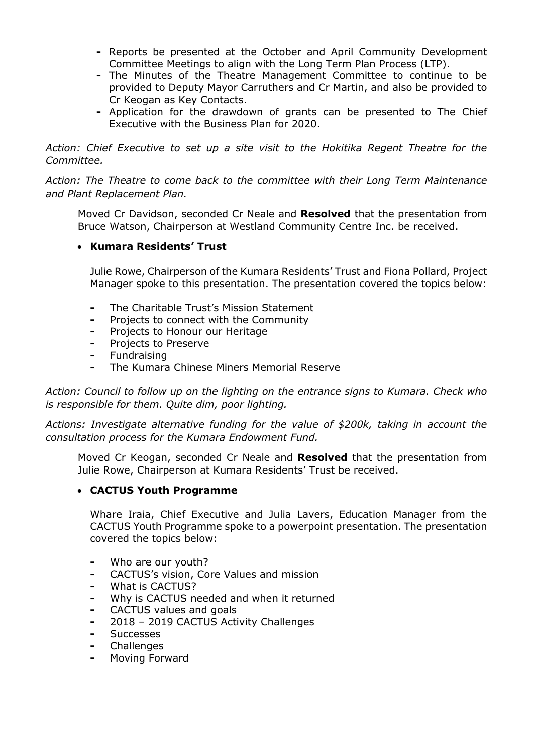- Reports be presented at the October and April Community Development Committee Meetings to align with the Long Term Plan Process (LTP).
- The Minutes of the Theatre Management Committee to continue to be provided to Deputy Mayor Carruthers and Cr Martin, and also be provided to Cr Keogan as Key Contacts.
- Application for the drawdown of grants can be presented to The Chief Executive with the Business Plan for 2020.

*Action: Chief Executive to set up a site visit to the Hokitika Regent Theatre for the Committee.*

*Action: The Theatre to come back to the committee with their Long Term Maintenance and Plant Replacement Plan.*

Moved Cr Davidson, seconded Cr Neale and **Resolved** that the presentation from Bruce Watson, Chairperson at Westland Community Centre Inc. be received.

- **Kumara Residents' Trust**

Julie Rowe, Chairperson of the Kumara Residents' Trust and Fiona Pollard, Project Manager spoke to this presentation. The presentation covered the topics below:

- The Charitable Trust's Mission Statement
- Projects to connect with the Community
- Projects to Honour our Heritage
- Projects to Preserve
- Fundraising
- The Kumara Chinese Miners Memorial Reserve

*Action: Council to follow up on the lighting on the entrance signs to Kumara. Check who is responsible for them. Quite dim, poor lighting.*

*Actions: Investigate alternative funding for the value of $200k, taking in account the consultation process for the Kumara Endowment Fund.*

Moved Cr Keogan, seconded Cr Neale and **Resolved** that the presentation from Julie Rowe, Chairperson at Kumara Residents' Trust be received.

- **CACTUS Youth Programme**

Whare Iraia, Chief Executive and Julia Lavers, Education Manager from the CACTUS Youth Programme spoke to a powerpoint presentation. The presentation covered the topics below:

- Who are our youth?
- CACTUS's vision, Core Values and mission
- What is CACTUS?
- Why is CACTUS needed and when it returned
- CACTUS values and goals
- 2018 – 2019 CACTUS Activity Challenges
- Successes
- Challenges
- Moving Forward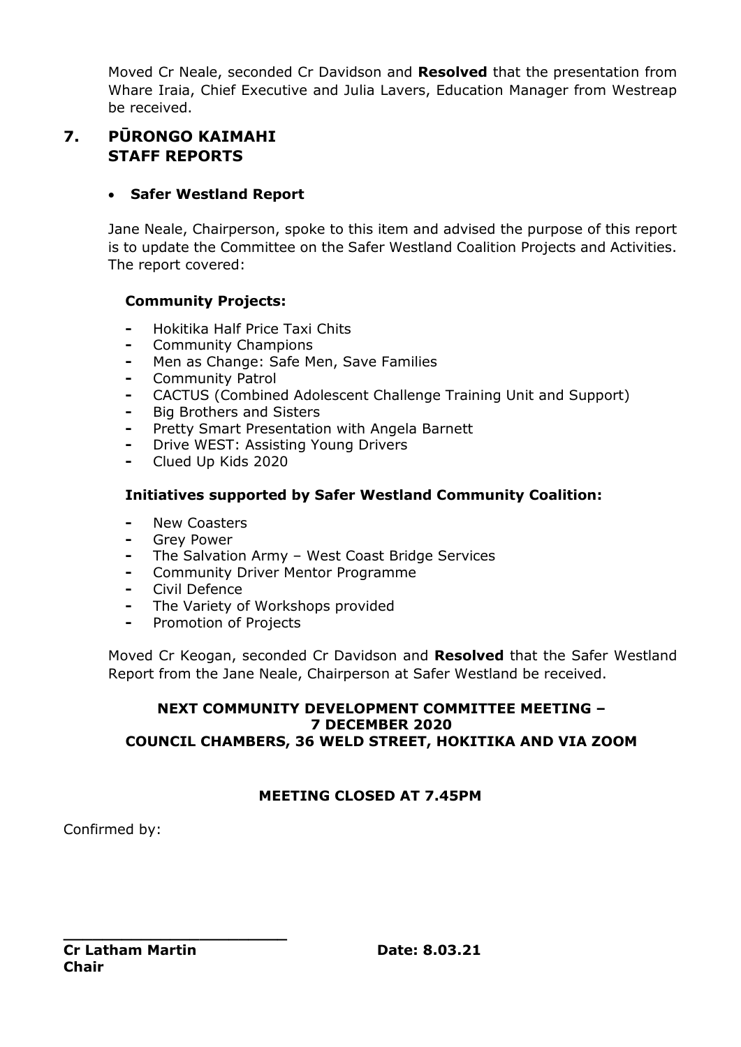Moved Cr Neale, seconded Cr Davidson and **Resolved** that the presentation from Whare Iraia, Chief Executive and Julia Lavers, Education Manager from Westreap be received.

## 7. PŪRONGO KAIMAHI STAFF REPORTS

- **Safer Westland Report**

Jane Neale, Chairperson, spoke to this item and advised the purpose of this report is to update the Committee on the Safer Westland Coalition Projects and Activities. The report covered:

**Community Projects:**

- Hokitika Half Price Taxi Chits
- Community Champions
- Men as Change: Safe Men, Save Families
- Community Patrol
- CACTUS (Combined Adolescent Challenge Training Unit and Support)
- Big Brothers and Sisters
- Pretty Smart Presentation with Angela Barnett
- Drive WEST: Assisting Young Drivers
- Clued Up Kids 2020

**Initiatives supported by Safer Westland Community Coalition:**

- New Coasters
- Grey Power
- The Salvation Army – West Coast Bridge Services
- Community Driver Mentor Programme
- Civil Defence
- The Variety of Workshops provided
- Promotion of Projects

Moved Cr Keogan, seconded Cr Davidson and **Resolved** that the Safer Westland Report from the Jane Neale, Chairperson at Safer Westland be received.

**NEXT COMMUNITY DEVELOPMENT COMMITTEE MEETING – 7 DECEMBER 2020**
**COUNCIL CHAMBERS, 36 WELD STREET, HOKITIKA AND VIA ZOOM**

**MEETING CLOSED AT 7.45PM**

Confirmed by:

\_\_\_\_\_\_\_\_\_\_\_\_\_\_\_\_\_\_\_\_\_\_\_

**Cr Latham Martin**
**Chair**

**Date: 8.03.21**